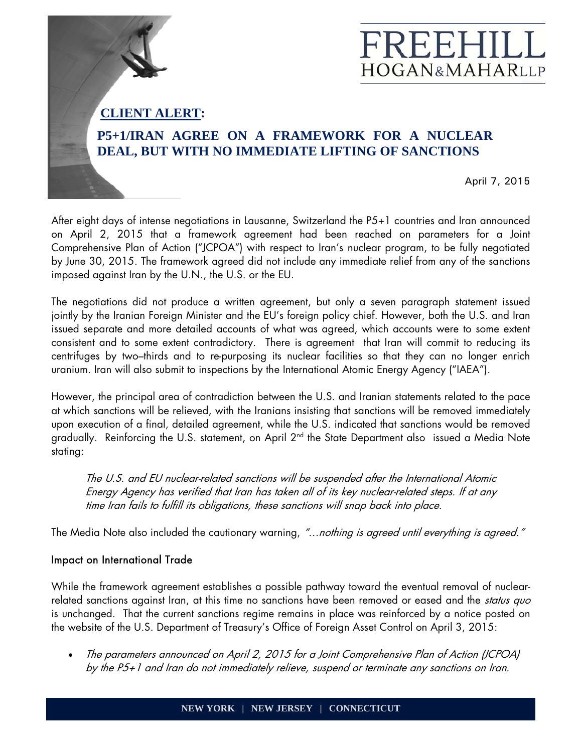# FREEHILL HOGAN&MAHARLLP

## CLIENT ALERT:

## P5+1/IRAN AGREE ON A FRAMEWORK FOR A NUCLEAR DEAL, BUT WITH NO IMMEDIATE LIFTING OF SANCTIONS

April 7, 2015

After eight days of intense negotiations in Lausanne, Switzerland the P5+1 countries and Iran announced on April 2, 2015 that a framework agreement had been reached on parameters for a Joint Comprehensive Plan of Action ("JCPOA") with respect to Iran's nuclear program, to be fully negotiated by June 30, 2015. The framework agreed did not include any immediate relief from any of the sanctions imposed against Iran by the U.N., the U.S. or the EU.

The negotiations did not produce a written agreement, but only a seven paragraph statement issued jointly by the Iranian Foreign Minister and the EU's foreign policy chief. However, both the U.S. and Iran issued separate and more detailed accounts of what was agreed, which accounts were to some extent consistent and to some extent contradictory. There is agreement that Iran will commit to reducing its centrifuges by two–thirds and to re-purposing its nuclear facilities so that they can no longer enrich uranium. Iran will also submit to inspections by the International Atomic Energy Agency ("IAEA").

However, the principal area of contradiction between the U.S. and Iranian statements related to the pace at which sanctions will be relieved, with the Iranians insisting that sanctions will be removed immediately upon execution of a final, detailed agreement, while the U.S. indicated that sanctions would be removed gradually. Reinforcing the U.S. statement, on April 2nd the State Department also issued a Media Note stating:

> *The U.S. and EU nuclear-related sanctions will be suspended after the International Atomic Energy Agency has verified that Iran has taken all of its key nuclear-related steps. If at any time Iran fails to fulfill its obligations, these sanctions will snap back into place.*

The Media Note also included the cautionary warning, *"…nothing is agreed until everything is agreed."*

### Impact on International Trade

While the framework agreement establishes a possible pathway toward the eventual removal of nuclear-related sanctions against Iran, at this time no sanctions have been removed or eased and the *status quo* is unchanged. That the current sanctions regime remains in place was reinforced by a notice posted on the website of the U.S. Department of Treasury's Office of Foreign Asset Control on April 3, 2015:

- *The parameters announced on April 2, 2015 for a Joint Comprehensive Plan of Action (JCPOA) by the P5+1 and Iran do not immediately relieve, suspend or terminate any sanctions on Iran.*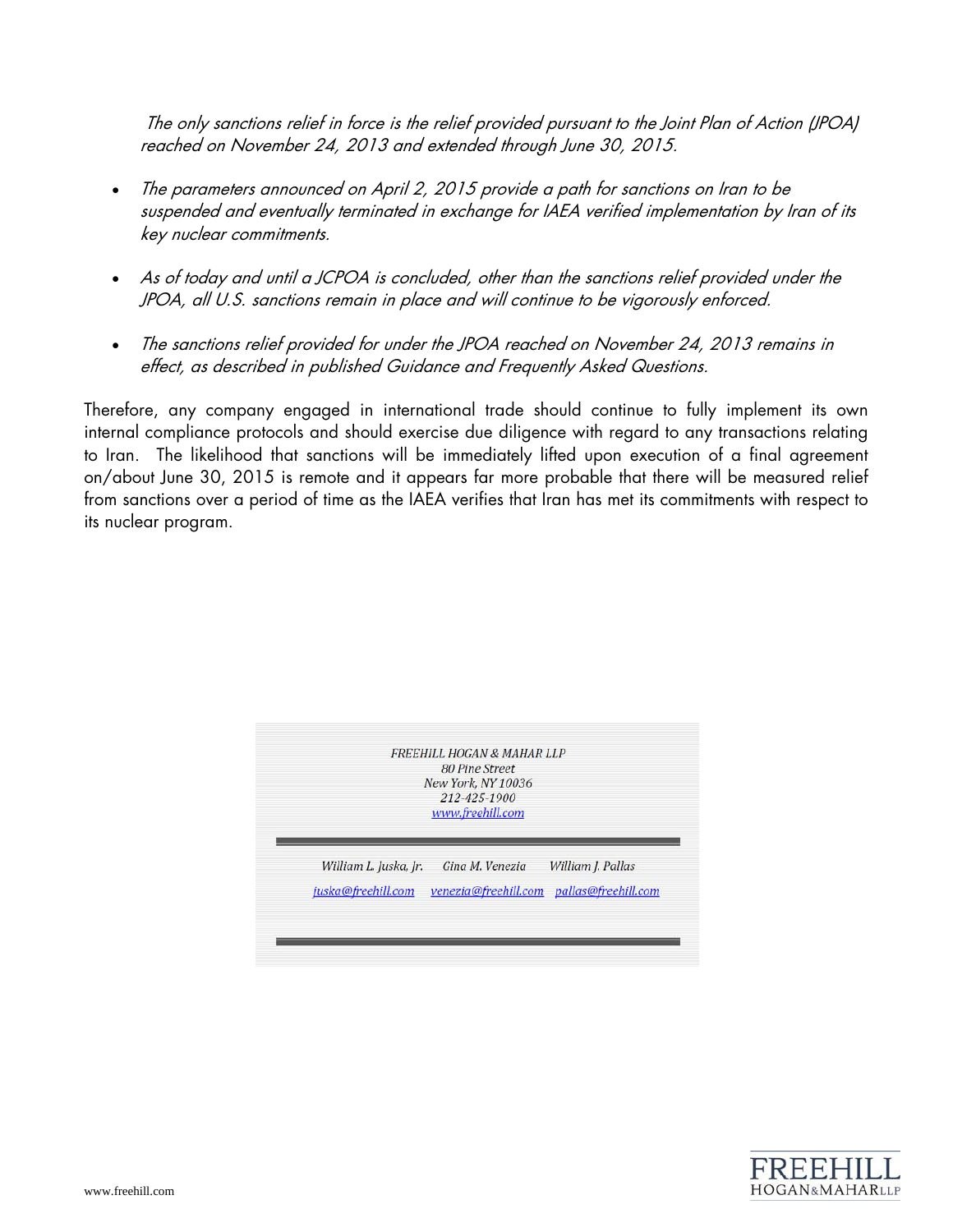*The only sanctions relief in force is the relief provided pursuant to the Joint Plan of Action (JPOA) reached on November 24, 2013 and extended through June 30, 2015.*

- *The parameters announced on April 2, 2015 provide a path for sanctions on Iran to be suspended and eventually terminated in exchange for IAEA verified implementation by Iran of its key nuclear commitments.*

- *As of today and until a JCPOA is concluded, other than the sanctions relief provided under the JPOA, all U.S. sanctions remain in place and will continue to be vigorously enforced.*

- *The sanctions relief provided for under the JPOA reached on November 24, 2013 remains in effect, as described in published Guidance and Frequently Asked Questions.*

Therefore, any company engaged in international trade should continue to fully implement its own internal compliance protocols and should exercise due diligence with regard to any transactions relating to Iran. The likelihood that sanctions will be immediately lifted upon execution of a final agreement on/about June 30, 2015 is remote and it appears far more probable that there will be measured relief from sanctions over a period of time as the IAEA verifies that Iran has met its commitments with respect to its nuclear program.

*FREEHILL HOGAN & MAHAR LLP*
*80 Pine Street*
*New York, NY 10036*
*212-425-1900*
*www.freehill.com*

| William L. Juska, Jr. | Gina M. Venezia | William J. Pallas |
| --- | --- | --- |
| juska@freehill.com | venezia@freehill.com | pallas@freehill.com |